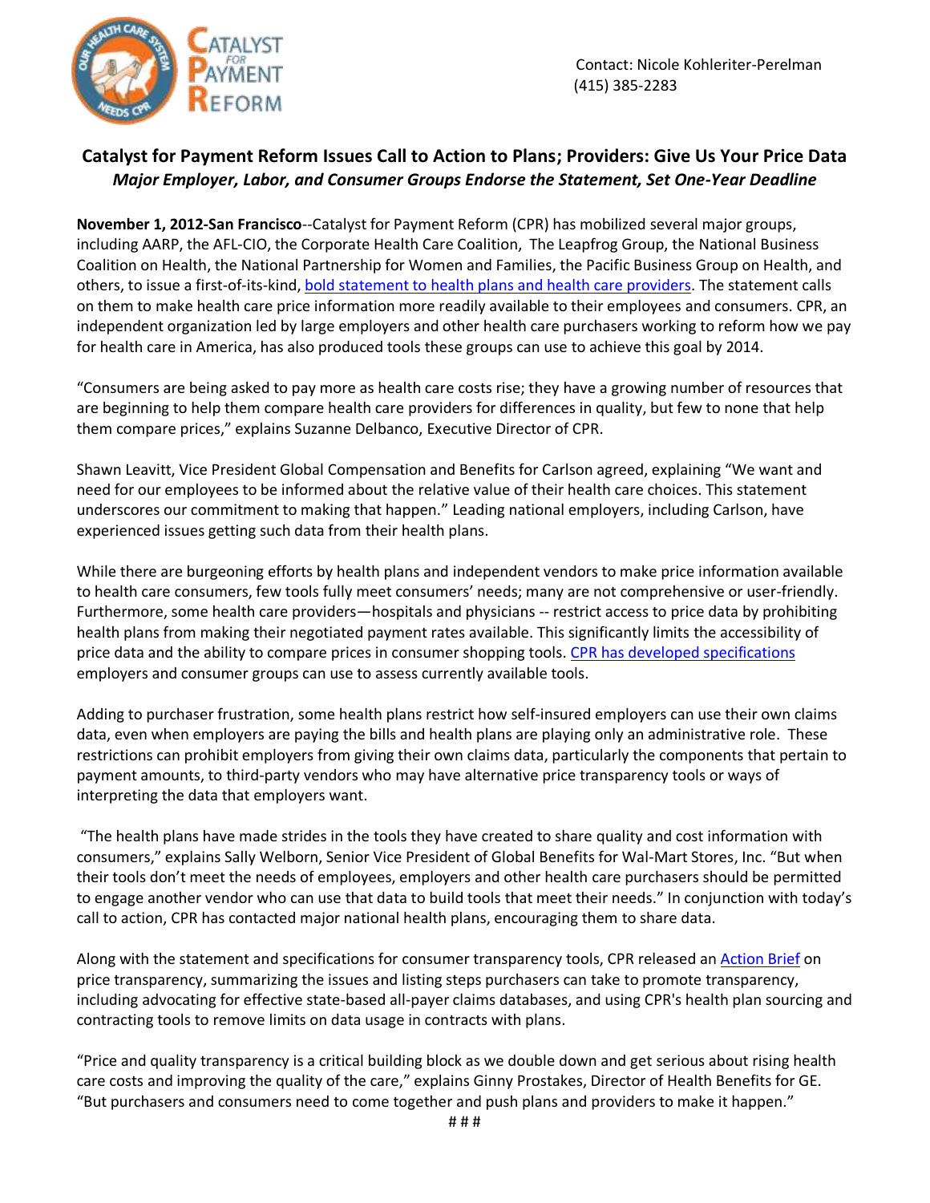Contact: Nicole Kohleriter-Perelman
(415) 385-2283

# Catalyst for Payment Reform Issues Call to Action to Plans; Providers: Give Us Your Price Data

***Major Employer, Labor, and Consumer Groups Endorse the Statement, Set One-Year Deadline***

**November 1, 2012-San Francisco**--Catalyst for Payment Reform (CPR) has mobilized several major groups, including AARP, the AFL-CIO, the Corporate Health Care Coalition, The Leapfrog Group, the National Business Coalition on Health, the National Partnership for Women and Families, the Pacific Business Group on Health, and others, to issue a first-of-its-kind, bold statement to health plans and health care providers. The statement calls on them to make health care price information more readily available to their employees and consumers. CPR, an independent organization led by large employers and other health care purchasers working to reform how we pay for health care in America, has also produced tools these groups can use to achieve this goal by 2014.

"Consumers are being asked to pay more as health care costs rise; they have a growing number of resources that are beginning to help them compare health care providers for differences in quality, but few to none that help them compare prices," explains Suzanne Delbanco, Executive Director of CPR.

Shawn Leavitt, Vice President Global Compensation and Benefits for Carlson agreed, explaining "We want and need for our employees to be informed about the relative value of their health care choices. This statement underscores our commitment to making that happen." Leading national employers, including Carlson, have experienced issues getting such data from their health plans.

While there are burgeoning efforts by health plans and independent vendors to make price information available to health care consumers, few tools fully meet consumers' needs; many are not comprehensive or user-friendly. Furthermore, some health care providers—hospitals and physicians -- restrict access to price data by prohibiting health plans from making their negotiated payment rates available. This significantly limits the accessibility of price data and the ability to compare prices in consumer shopping tools. CPR has developed specifications employers and consumer groups can use to assess currently available tools.

Adding to purchaser frustration, some health plans restrict how self-insured employers can use their own claims data, even when employers are paying the bills and health plans are playing only an administrative role. These restrictions can prohibit employers from giving their own claims data, particularly the components that pertain to payment amounts, to third-party vendors who may have alternative price transparency tools or ways of interpreting the data that employers want.

"The health plans have made strides in the tools they have created to share quality and cost information with consumers," explains Sally Welborn, Senior Vice President of Global Benefits for Wal-Mart Stores, Inc. "But when their tools don't meet the needs of employees, employers and other health care purchasers should be permitted to engage another vendor who can use that data to build tools that meet their needs." In conjunction with today's call to action, CPR has contacted major national health plans, encouraging them to share data.

Along with the statement and specifications for consumer transparency tools, CPR released an Action Brief on price transparency, summarizing the issues and listing steps purchasers can take to promote transparency, including advocating for effective state-based all-payer claims databases, and using CPR's health plan sourcing and contracting tools to remove limits on data usage in contracts with plans.

"Price and quality transparency is a critical building block as we double down and get serious about rising health care costs and improving the quality of the care," explains Ginny Prostakes, Director of Health Benefits for GE. "But purchasers and consumers need to come together and push plans and providers to make it happen."

# # #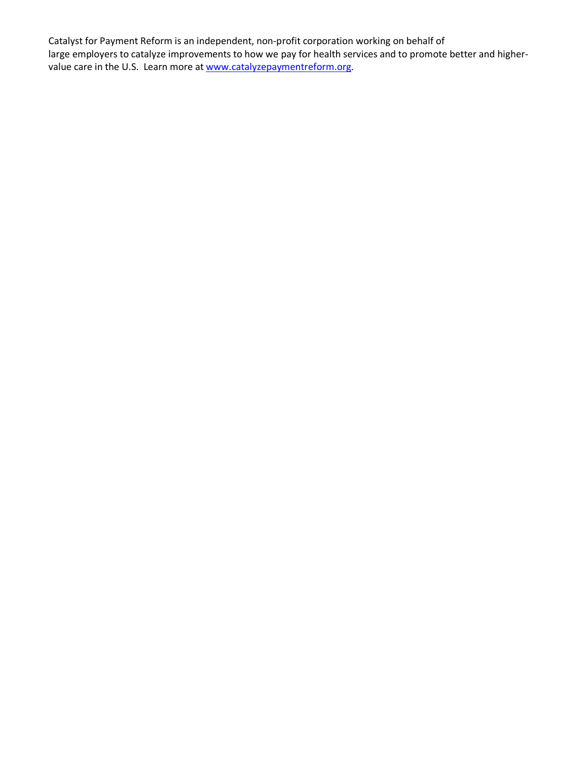Catalyst for Payment Reform is an independent, non-profit corporation working on behalf of large employers to catalyze improvements to how we pay for health services and to promote better and higher-value care in the U.S. Learn more at [www.catalyzepaymentreform.org](http://www.catalyzepaymentreform.org).